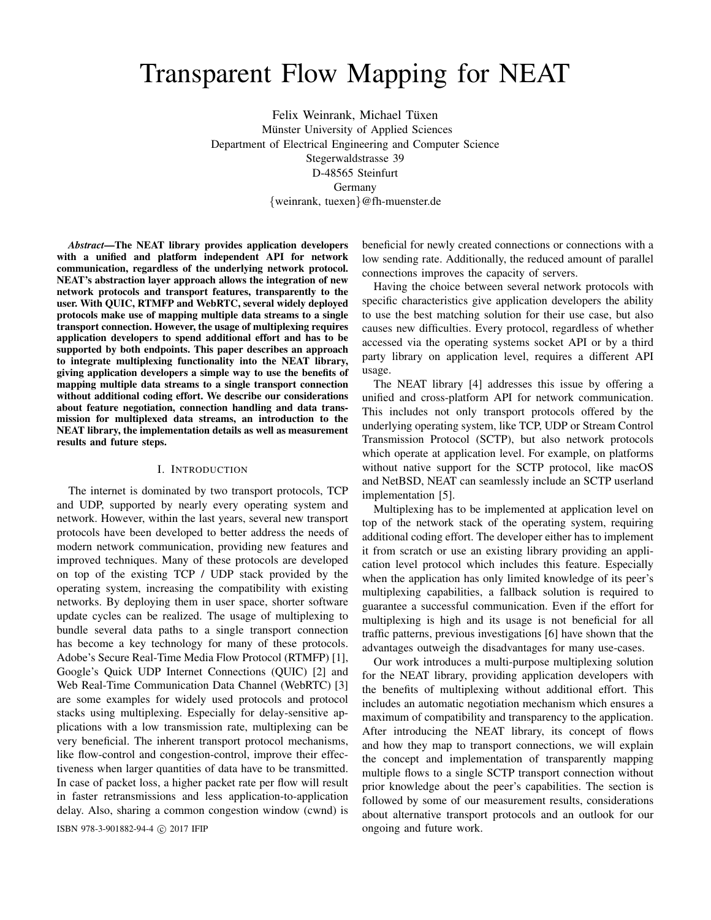# Transparent Flow Mapping for NEAT

Felix Weinrank, Michael Tüxen
Münster University of Applied Sciences
Department of Electrical Engineering and Computer Science
Stegerwaldstrasse 39
D-48565 Steinfurt
Germany
{weinrank, tuexen}@fh-muenster.de

***Abstract*—The NEAT library provides application developers with a unified and platform independent API for network communication, regardless of the underlying network protocol. NEAT's abstraction layer approach allows the integration of new network protocols and transport features, transparently to the user. With QUIC, RTMFP and WebRTC, several widely deployed protocols make use of mapping multiple data streams to a single transport connection. However, the usage of multiplexing requires application developers to spend additional effort and has to be supported by both endpoints. This paper describes an approach to integrate multiplexing functionality into the NEAT library, giving application developers a simple way to use the benefits of mapping multiple data streams to a single transport connection without additional coding effort. We describe our considerations about feature negotiation, connection handling and data transmission for multiplexed data streams, an introduction to the NEAT library, the implementation details as well as measurement results and future steps.**

## I. Introduction

The internet is dominated by two transport protocols, TCP and UDP, supported by nearly every operating system and network. However, within the last years, several new transport protocols have been developed to better address the needs of modern network communication, providing new features and improved techniques. Many of these protocols are developed on top of the existing TCP / UDP stack provided by the operating system, increasing the compatibility with existing networks. By deploying them in user space, shorter software update cycles can be realized. The usage of multiplexing to bundle several data paths to a single transport connection has become a key technology for many of these protocols. Adobe's Secure Real-Time Media Flow Protocol (RTMFP) [1], Google's Quick UDP Internet Connections (QUIC) [2] and Web Real-Time Communication Data Channel (WebRTC) [3] are some examples for widely used protocols and protocol stacks using multiplexing. Especially for delay-sensitive applications with a low transmission rate, multiplexing can be very beneficial. The inherent transport protocol mechanisms, like flow-control and congestion-control, improve their effectiveness when larger quantities of data have to be transmitted. In case of packet loss, a higher packet rate per flow will result in faster retransmissions and less application-to-application delay. Also, sharing a common congestion window (cwnd) is beneficial for newly created connections or connections with a low sending rate. Additionally, the reduced amount of parallel connections improves the capacity of servers.

Having the choice between several network protocols with specific characteristics give application developers the ability to use the best matching solution for their use case, but also causes new difficulties. Every protocol, regardless of whether accessed via the operating systems socket API or by a third party library on application level, requires a different API usage.

The NEAT library [4] addresses this issue by offering a unified and cross-platform API for network communication. This includes not only transport protocols offered by the underlying operating system, like TCP, UDP or Stream Control Transmission Protocol (SCTP), but also network protocols which operate at application level. For example, on platforms without native support for the SCTP protocol, like macOS and NetBSD, NEAT can seamlessly include an SCTP userland implementation [5].

Multiplexing has to be implemented at application level on top of the network stack of the operating system, requiring additional coding effort. The developer either has to implement it from scratch or use an existing library providing an application level protocol which includes this feature. Especially when the application has only limited knowledge of its peer's multiplexing capabilities, a fallback solution is required to guarantee a successful communication. Even if the effort for multiplexing is high and its usage is not beneficial for all traffic patterns, previous investigations [6] have shown that the advantages outweigh the disadvantages for many use-cases.

Our work introduces a multi-purpose multiplexing solution for the NEAT library, providing application developers with the benefits of multiplexing without additional effort. This includes an automatic negotiation mechanism which ensures a maximum of compatibility and transparency to the application. After introducing the NEAT library, its concept of flows and how they map to transport connections, we will explain the concept and implementation of transparently mapping multiple flows to a single SCTP transport connection without prior knowledge about the peer's capabilities. The section is followed by some of our measurement results, considerations about alternative transport protocols and an outlook for our ongoing and future work.

ISBN 978-3-901882-94-4 © 2017 IFIP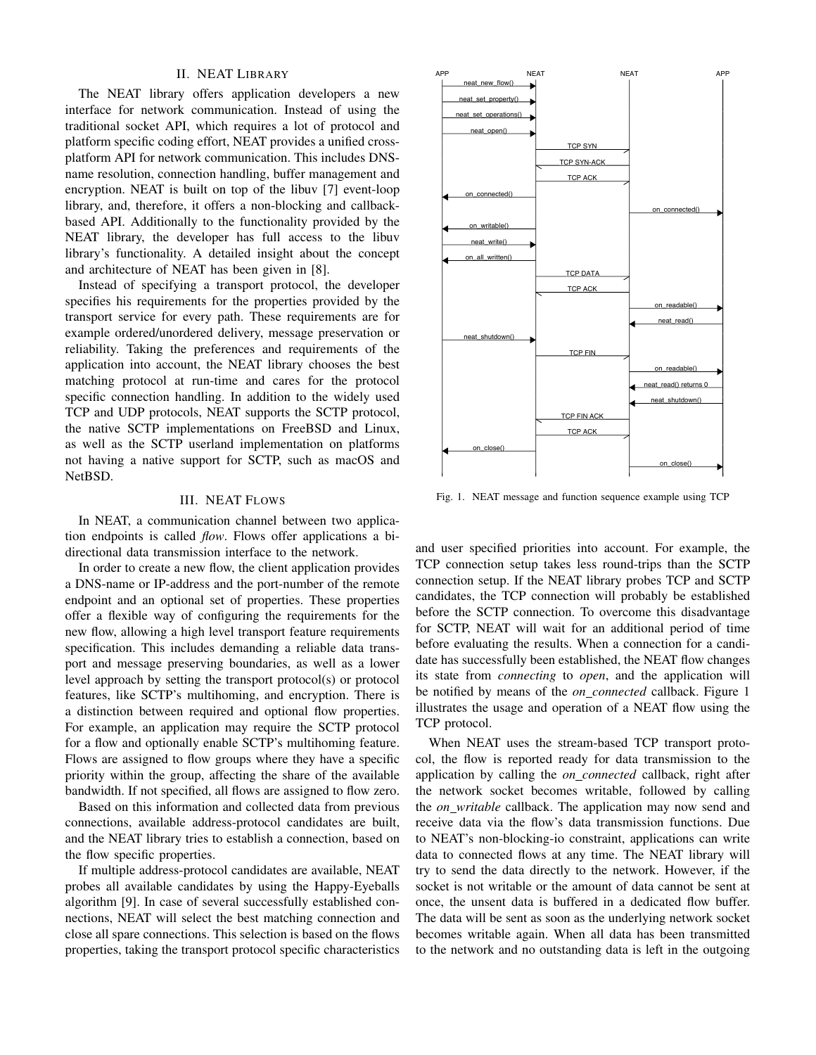## II. NEAT Library

The NEAT library offers application developers a new interface for network communication. Instead of using the traditional socket API, which requires a lot of protocol and platform specific coding effort, NEAT provides a unified cross-platform API for network communication. This includes DNS-name resolution, connection handling, buffer management and encryption. NEAT is built on top of the libuv [7] event-loop library, and, therefore, it offers a non-blocking and callback-based API. Additionally to the functionality provided by the NEAT library, the developer has full access to the libuv library's functionality. A detailed insight about the concept and architecture of NEAT has been given in [8].

Instead of specifying a transport protocol, the developer specifies his requirements for the properties provided by the transport service for every path. These requirements are for example ordered/unordered delivery, message preservation or reliability. Taking the preferences and requirements of the application into account, the NEAT library chooses the best matching protocol at run-time and cares for the protocol specific connection handling. In addition to the widely used TCP and UDP protocols, NEAT supports the SCTP protocol, the native SCTP implementations on FreeBSD and Linux, as well as the SCTP userland implementation on platforms not having a native support for SCTP, such as macOS and NetBSD.

## III. NEAT Flows

In NEAT, a communication channel between two application endpoints is called *flow*. Flows offer applications a bi-directional data transmission interface to the network.

In order to create a new flow, the client application provides a DNS-name or IP-address and the port-number of the remote endpoint and an optional set of properties. These properties offer a flexible way of configuring the requirements for the new flow, allowing a high level transport feature requirements specification. This includes demanding a reliable data transport and message preserving boundaries, as well as a lower level approach by setting the transport protocol(s) or protocol features, like SCTP's multihoming, and encryption. There is a distinction between required and optional flow properties. For example, an application may require the SCTP protocol for a flow and optionally enable SCTP's multihoming feature. Flows are assigned to flow groups where they have a specific priority within the group, affecting the share of the available bandwidth. If not specified, all flows are assigned to flow zero.

Based on this information and collected data from previous connections, available address-protocol candidates are built, and the NEAT library tries to establish a connection, based on the flow specific properties.

If multiple address-protocol candidates are available, NEAT probes all available candidates by using the Happy-Eyeballs algorithm [9]. In case of several successfully established connections, NEAT will select the best matching connection and close all spare connections. This selection is based on the flows properties, taking the transport protocol specific characteristics and user specified priorities into account. For example, the TCP connection setup takes less round-trips than the SCTP connection setup. If the NEAT library probes TCP and SCTP candidates, the TCP connection will probably be established before the SCTP connection. To overcome this disadvantage for SCTP, NEAT will wait for an additional period of time before evaluating the results. When a connection for a candidate has successfully been established, the NEAT flow changes its state from *connecting* to *open*, and the application will be notified by means of the *on_connected* callback. Figure 1 illustrates the usage and operation of a NEAT flow using the TCP protocol.

Fig. 1. NEAT message and function sequence example using TCP

When NEAT uses the stream-based TCP transport protocol, the flow is reported ready for data transmission to the application by calling the *on_connected* callback, right after the network socket becomes writable, followed by calling the *on_writable* callback. The application may now send and receive data via the flow's data transmission functions. Due to NEAT's non-blocking-io constraint, applications can write data to connected flows at any time. The NEAT library will try to send the data directly to the network. However, if the socket is not writable or the amount of data cannot be sent at once, the unsent data is buffered in a dedicated flow buffer. The data will be sent as soon as the underlying network socket becomes writable again. When all data has been transmitted to the network and no outstanding data is left in the outgoing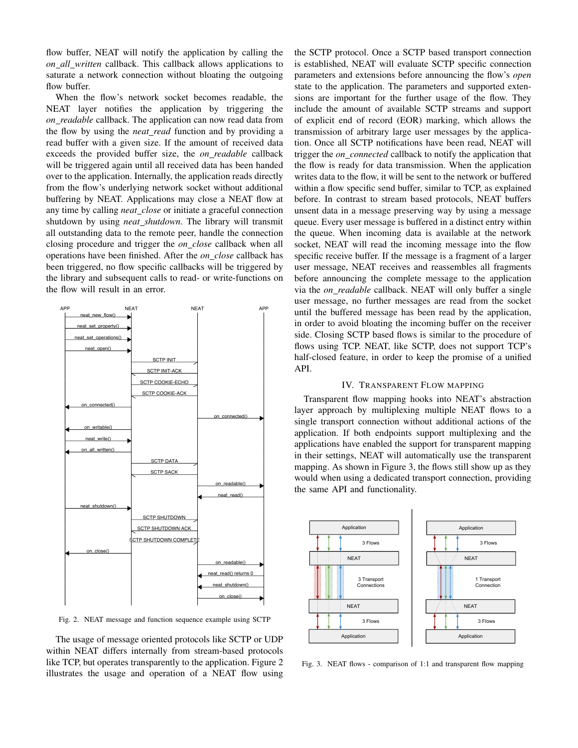flow buffer, NEAT will notify the application by calling the *on_all_written* callback. This callback allows applications to saturate a network connection without bloating the outgoing flow buffer.

When the flow's network socket becomes readable, the NEAT layer notifies the application by triggering the *on_readable* callback. The application can now read data from the flow by using the *neat_read* function and by providing a read buffer with a given size. If the amount of received data exceeds the provided buffer size, the *on_readable* callback will be triggered again until all received data has been handed over to the application. Internally, the application reads directly from the flow's underlying network socket without additional buffering by NEAT. Applications may close a NEAT flow at any time by calling *neat_close* or initiate a graceful connection shutdown by using *neat_shutdown*. The library will transmit all outstanding data to the remote peer, handle the connection closing procedure and trigger the *on_close* callback when all operations have been finished. After the *on_close* callback has been triggered, no flow specific callbacks will be triggered by the library and subsequent calls to read- or write-functions on the flow will result in an error.

Fig. 2. NEAT message and function sequence example using SCTP

The usage of message oriented protocols like SCTP or UDP within NEAT differs internally from stream-based protocols like TCP, but operates transparently to the application. Figure 2 illustrates the usage and operation of a NEAT flow using the SCTP protocol. Once a SCTP based transport connection is established, NEAT will evaluate SCTP specific connection parameters and extensions before announcing the flow's *open* state to the application. The parameters and supported extensions are important for the further usage of the flow. They include the amount of available SCTP streams and support of explicit end of record (EOR) marking, which allows the transmission of arbitrary large user messages by the application. Once all SCTP notifications have been read, NEAT will trigger the *on_connected* callback to notify the application that the flow is ready for data transmission. When the application writes data to the flow, it will be sent to the network or buffered within a flow specific send buffer, similar to TCP, as explained before. In contrast to stream based protocols, NEAT buffers unsent data in a message preserving way by using a message queue. Every user message is buffered in a distinct entry within the queue. When incoming data is available at the network socket, NEAT will read the incoming message into the flow specific receive buffer. If the message is a fragment of a larger user message, NEAT receives and reassembles all fragments before announcing the complete message to the application via the *on_readable* callback. NEAT will only buffer a single user message, no further messages are read from the socket until the buffered message has been read by the application, in order to avoid bloating the incoming buffer on the receiver side. Closing SCTP based flows is similar to the procedure of flows using TCP. NEAT, like SCTP, does not support TCP's half-closed feature, in order to keep the promise of a unified API.

## IV. Transparent Flow Mapping

Transparent flow mapping hooks into NEAT's abstraction layer approach by multiplexing multiple NEAT flows to a single transport connection without additional actions of the application. If both endpoints support multiplexing and the applications have enabled the support for transparent mapping in their settings, NEAT will automatically use the transparent mapping. As shown in Figure 3, the flows still show up as they would when using a dedicated transport connection, providing the same API and functionality.

Fig. 3. NEAT flows - comparison of 1:1 and transparent flow mapping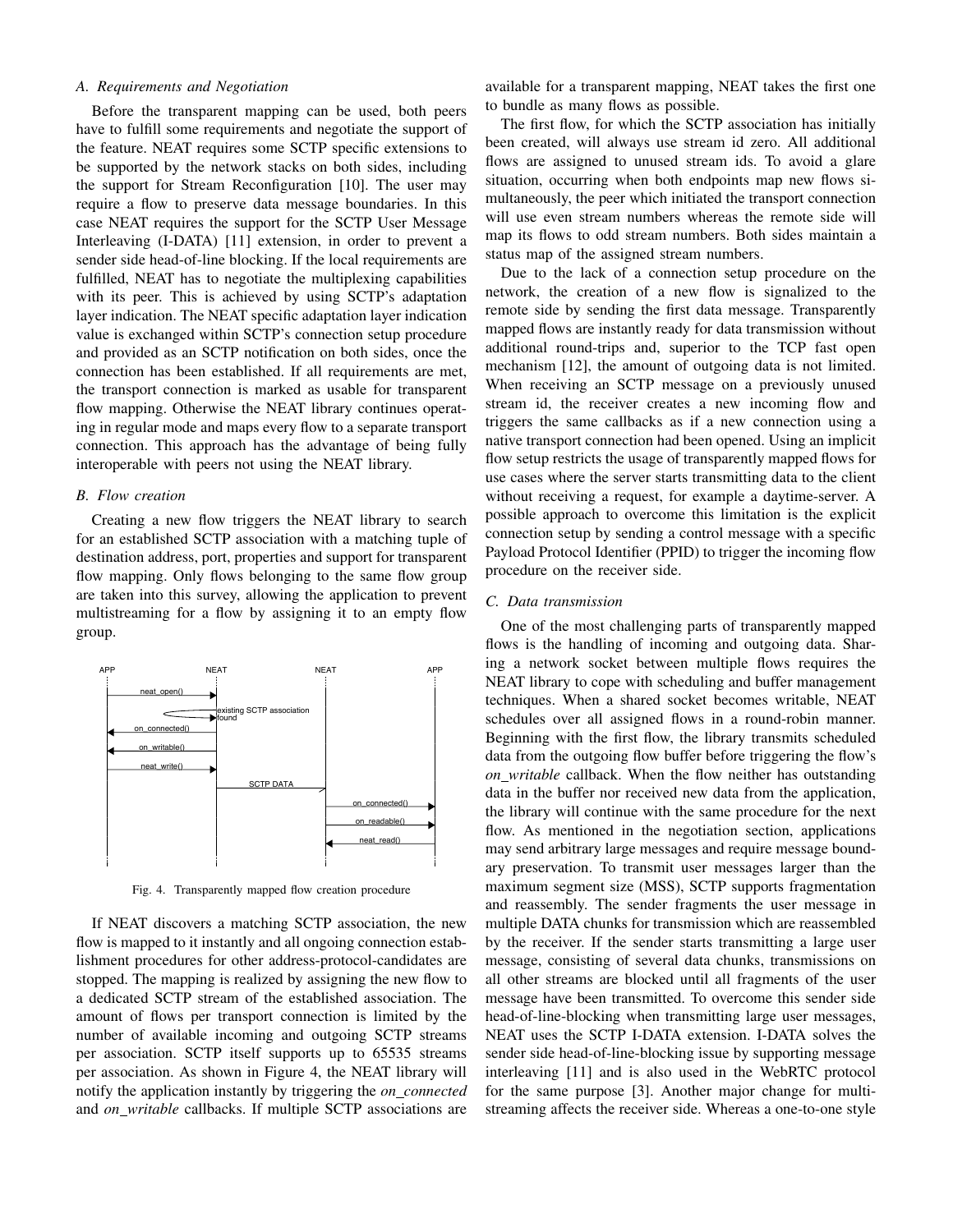### A. Requirements and Negotiation

Before the transparent mapping can be used, both peers have to fulfill some requirements and negotiate the support of the feature. NEAT requires some SCTP specific extensions to be supported by the network stacks on both sides, including the support for Stream Reconfiguration [10]. The user may require a flow to preserve data message boundaries. In this case NEAT requires the support for the SCTP User Message Interleaving (I-DATA) [11] extension, in order to prevent a sender side head-of-line blocking. If the local requirements are fulfilled, NEAT has to negotiate the multiplexing capabilities with its peer. This is achieved by using SCTP's adaptation layer indication. The NEAT specific adaptation layer indication value is exchanged within SCTP's connection setup procedure and provided as an SCTP notification on both sides, once the connection has been established. If all requirements are met, the transport connection is marked as usable for transparent flow mapping. Otherwise the NEAT library continues operating in regular mode and maps every flow to a separate transport connection. This approach has the advantage of being fully interoperable with peers not using the NEAT library.

### B. Flow creation

Creating a new flow triggers the NEAT library to search for an established SCTP association with a matching tuple of destination address, port, properties and support for transparent flow mapping. Only flows belonging to the same flow group are taken into this survey, allowing the application to prevent multistreaming for a flow by assigning it to an empty flow group.

Fig. 4. Transparently mapped flow creation procedure

If NEAT discovers a matching SCTP association, the new flow is mapped to it instantly and all ongoing connection establishment procedures for other address-protocol-candidates are stopped. The mapping is realized by assigning the new flow to a dedicated SCTP stream of the established association. The amount of flows per transport connection is limited by the number of available incoming and outgoing SCTP streams per association. SCTP itself supports up to 65535 streams per association. As shown in Figure 4, the NEAT library will notify the application instantly by triggering the *on_connected* and *on_writable* callbacks. If multiple SCTP associations are available for a transparent mapping, NEAT takes the first one to bundle as many flows as possible.

The first flow, for which the SCTP association has initially been created, will always use stream id zero. All additional flows are assigned to unused stream ids. To avoid a glare situation, occurring when both endpoints map new flows simultaneously, the peer which initiated the transport connection will use even stream numbers whereas the remote side will map its flows to odd stream numbers. Both sides maintain a status map of the assigned stream numbers.

Due to the lack of a connection setup procedure on the network, the creation of a new flow is signalized to the remote side by sending the first data message. Transparently mapped flows are instantly ready for data transmission without additional round-trips and, superior to the TCP fast open mechanism [12], the amount of outgoing data is not limited. When receiving an SCTP message on a previously unused stream id, the receiver creates a new incoming flow and triggers the same callbacks as if a new connection using a native transport connection had been opened. Using an implicit flow setup restricts the usage of transparently mapped flows for use cases where the server starts transmitting data to the client without receiving a request, for example a daytime-server. A possible approach to overcome this limitation is the explicit connection setup by sending a control message with a specific Payload Protocol Identifier (PPID) to trigger the incoming flow procedure on the receiver side.

### C. Data transmission

One of the most challenging parts of transparently mapped flows is the handling of incoming and outgoing data. Sharing a network socket between multiple flows requires the NEAT library to cope with scheduling and buffer management techniques. When a shared socket becomes writable, NEAT schedules over all assigned flows in a round-robin manner. Beginning with the first flow, the library transmits scheduled data from the outgoing flow buffer before triggering the flow's *on_writable* callback. When the flow neither has outstanding data in the buffer nor received new data from the application, the library will continue with the same procedure for the next flow. As mentioned in the negotiation section, applications may send arbitrary large messages and require message boundary preservation. To transmit user messages larger than the maximum segment size (MSS), SCTP supports fragmentation and reassembly. The sender fragments the user message in multiple DATA chunks for transmission which are reassembled by the receiver. If the sender starts transmitting a large user message, consisting of several data chunks, transmissions on all other streams are blocked until all fragments of the user message have been transmitted. To overcome this sender side head-of-line-blocking when transmitting large user messages, NEAT uses the SCTP I-DATA extension. I-DATA solves the sender side head-of-line-blocking issue by supporting message interleaving [11] and is also used in the WebRTC protocol for the same purpose [3]. Another major change for multistreaming affects the receiver side. Whereas a one-to-one style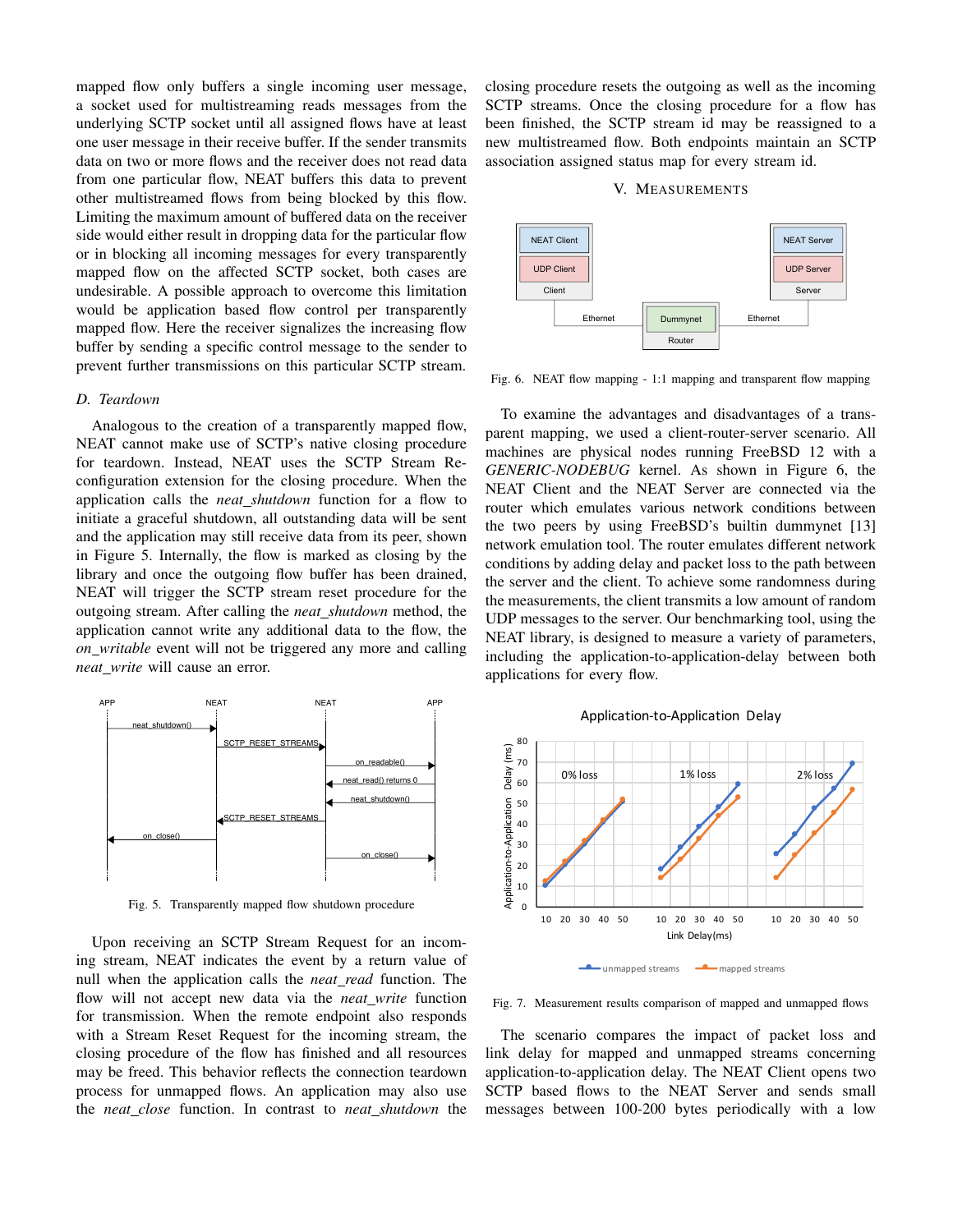mapped flow only buffers a single incoming user message, a socket used for multistreaming reads messages from the underlying SCTP socket until all assigned flows have at least one user message in their receive buffer. If the sender transmits data on two or more flows and the receiver does not read data from one particular flow, NEAT buffers this data to prevent other multistreamed flows from being blocked by this flow. Limiting the maximum amount of buffered data on the receiver side would either result in dropping data for the particular flow or in blocking all incoming messages for every transparently mapped flow on the affected SCTP socket, both cases are undesirable. A possible approach to overcome this limitation would be application based flow control per transparently mapped flow. Here the receiver signalizes the increasing flow buffer by sending a specific control message to the sender to prevent further transmissions on this particular SCTP stream.

### D. Teardown

Analogous to the creation of a transparently mapped flow, NEAT cannot make use of SCTP's native closing procedure for teardown. Instead, NEAT uses the SCTP Stream Reconfiguration extension for the closing procedure. When the application calls the *neat_shutdown* function for a flow to initiate a graceful shutdown, all outstanding data will be sent and the application may still receive data from its peer, shown in Figure 5. Internally, the flow is marked as closing by the library and once the outgoing flow buffer has been drained, NEAT will trigger the SCTP stream reset procedure for the outgoing stream. After calling the *neat_shutdown* method, the application cannot write any additional data to the flow, the *on_writable* event will not be triggered any more and calling *neat_write* will cause an error.

Fig. 5. Transparently mapped flow shutdown procedure

Upon receiving an SCTP Stream Request for an incoming stream, NEAT indicates the event by a return value of null when the application calls the *neat_read* function. The flow will not accept new data via the *neat_write* function for transmission. When the remote endpoint also responds with a Stream Reset Request for the incoming stream, the closing procedure of the flow has finished and all resources may be freed. This behavior reflects the connection teardown process for unmapped flows. An application may also use the *neat_close* function. In contrast to *neat_shutdown* the closing procedure resets the outgoing as well as the incoming SCTP streams. Once the closing procedure for a flow has been finished, the SCTP stream id may be reassigned to a new multistreamed flow. Both endpoints maintain an SCTP association assigned status map for every stream id.

## V. Measurements

Fig. 6. NEAT flow mapping - 1:1 mapping and transparent flow mapping

To examine the advantages and disadvantages of a transparent mapping, we used a client-router-server scenario. All machines are physical nodes running FreeBSD 12 with a *GENERIC-NODEBUG* kernel. As shown in Figure 6, the NEAT Client and the NEAT Server are connected via the router which emulates various network conditions between the two peers by using FreeBSD's builtin dummynet [13] network emulation tool. The router emulates different network conditions by adding delay and packet loss to the path between the server and the client. To achieve some randomness during the measurements, the client transmits a low amount of random UDP messages to the server. Our benchmarking tool, using the NEAT library, is designed to measure a variety of parameters, including the application-to-application-delay between both applications for every flow.

Fig. 7. Measurement results comparison of mapped and unmapped flows

The scenario compares the impact of packet loss and link delay for mapped and unmapped streams concerning application-to-application delay. The NEAT Client opens two SCTP based flows to the NEAT Server and sends small messages between 100-200 bytes periodically with a low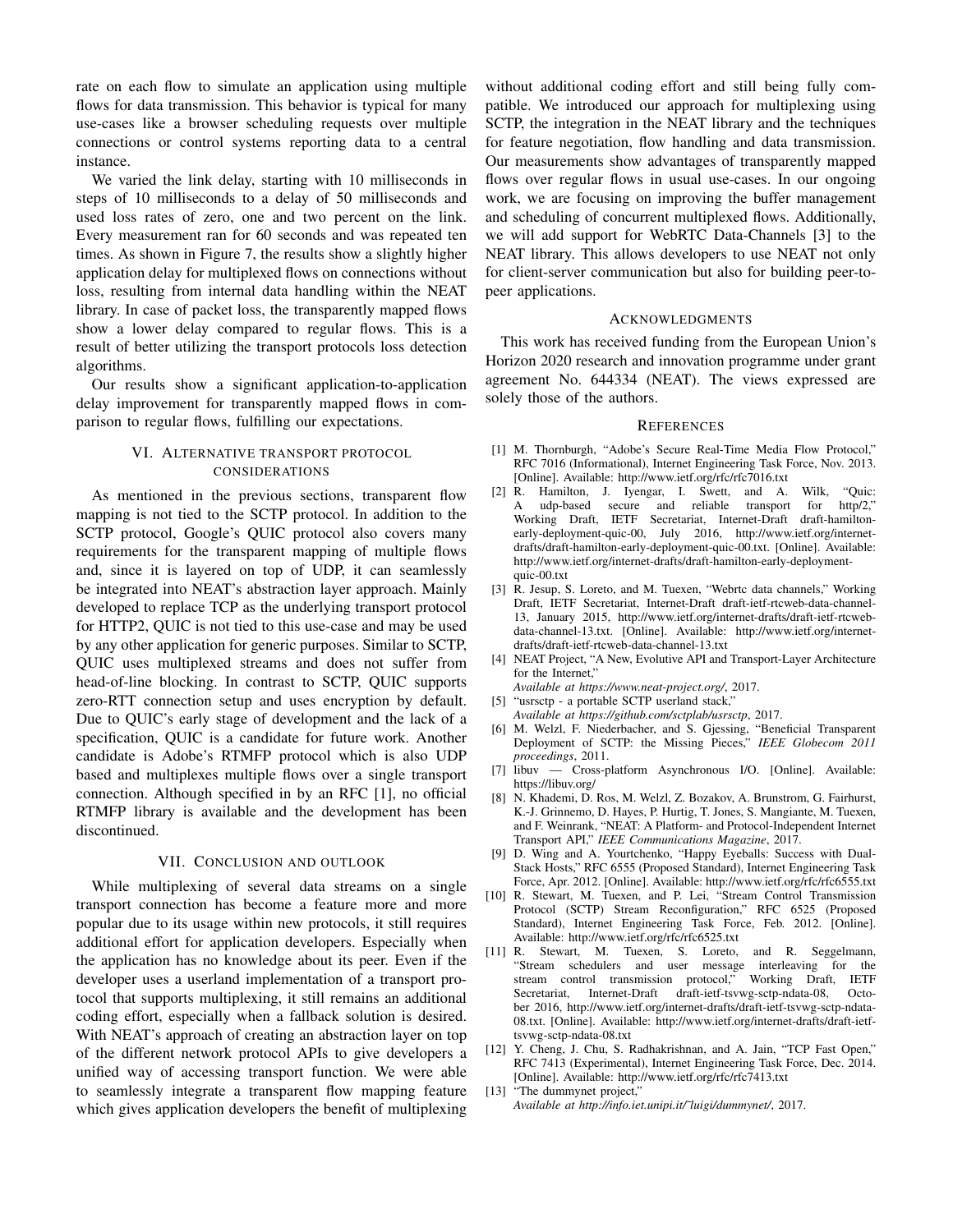rate on each flow to simulate an application using multiple flows for data transmission. This behavior is typical for many use-cases like a browser scheduling requests over multiple connections or control systems reporting data to a central instance.

We varied the link delay, starting with 10 milliseconds in steps of 10 milliseconds to a delay of 50 milliseconds and used loss rates of zero, one and two percent on the link. Every measurement ran for 60 seconds and was repeated ten times. As shown in Figure 7, the results show a slightly higher application delay for multiplexed flows on connections without loss, resulting from internal data handling within the NEAT library. In case of packet loss, the transparently mapped flows show a lower delay compared to regular flows. This is a result of better utilizing the transport protocols loss detection algorithms.

Our results show a significant application-to-application delay improvement for transparently mapped flows in comparison to regular flows, fulfilling our expectations.

## VI. Alternative transport protocol considerations

As mentioned in the previous sections, transparent flow mapping is not tied to the SCTP protocol. In addition to the SCTP protocol, Google's QUIC protocol also covers many requirements for the transparent mapping of multiple flows and, since it is layered on top of UDP, it can seamlessly be integrated into NEAT's abstraction layer approach. Mainly developed to replace TCP as the underlying transport protocol for HTTP2, QUIC is not tied to this use-case and may be used by any other application for generic purposes. Similar to SCTP, QUIC uses multiplexed streams and does not suffer from head-of-line blocking. In contrast to SCTP, QUIC supports zero-RTT connection setup and uses encryption by default. Due to QUIC's early stage of development and the lack of a specification, QUIC is a candidate for future work. Another candidate is Adobe's RTMFP protocol which is also UDP based and multiplexes multiple flows over a single transport connection. Although specified in by an RFC [1], no official RTMFP library is available and the development has been discontinued.

## VII. Conclusion and outlook

While multiplexing of several data streams on a single transport connection has become a feature more and more popular due to its usage within new protocols, it still requires additional effort for application developers. Especially when the application has no knowledge about its peer. Even if the developer uses a userland implementation of a transport protocol that supports multiplexing, it still remains an additional coding effort, especially when a fallback solution is desired. With NEAT's approach of creating an abstraction layer on top of the different network protocol APIs to give developers a unified way of accessing transport function. We were able to seamlessly integrate a transparent flow mapping feature which gives application developers the benefit of multiplexing without additional coding effort and still being fully compatible. We introduced our approach for multiplexing using SCTP, the integration in the NEAT library and the techniques for feature negotiation, flow handling and data transmission. Our measurements show advantages of transparently mapped flows over regular flows in usual use-cases. In our ongoing work, we are focusing on improving the buffer management and scheduling of concurrent multiplexed flows. Additionally, we will add support for WebRTC Data-Channels [3] to the NEAT library. This allows developers to use NEAT not only for client-server communication but also for building peer-to-peer applications.

## Acknowledgments

This work has received funding from the European Union's Horizon 2020 research and innovation programme under grant agreement No. 644334 (NEAT). The views expressed are solely those of the authors.

## References

[1] M. Thornburgh, "Adobe's Secure Real-Time Media Flow Protocol," RFC 7016 (Informational), Internet Engineering Task Force, Nov. 2013. [Online]. Available: http://www.ietf.org/rfc/rfc7016.txt

[2] R. Hamilton, J. Iyengar, I. Swett, and A. Wilk, "Quic: A udp-based secure and reliable transport for http/2," Working Draft, IETF Secretariat, Internet-Draft draft-hamilton-early-deployment-quic-00, July 2016, http://www.ietf.org/internet-drafts/draft-hamilton-early-deployment-quic-00.txt. [Online]. Available: http://www.ietf.org/internet-drafts/draft-hamilton-early-deployment-quic-00.txt

[3] R. Jesup, S. Loreto, and M. Tuexen, "Webrtc data channels," Working Draft, IETF Secretariat, Internet-Draft draft-ietf-rtcweb-data-channel-13, January 2015, http://www.ietf.org/internet-drafts/draft-ietf-rtcweb-data-channel-13.txt. [Online]. Available: http://www.ietf.org/internet-drafts/draft-ietf-rtcweb-data-channel-13.txt

[4] NEAT Project, "A New, Evolutive API and Transport-Layer Architecture for the Internet," *Available at https://www.neat-project.org/*, 2017.

[5] "usrsctp - a portable SCTP userland stack," *Available at https://github.com/sctplab/usrsctp*, 2017.

[6] M. Welzl, F. Niederbacher, and S. Gjessing, "Beneficial Transparent Deployment of SCTP: the Missing Pieces," *IEEE Globecom 2011 proceedings*, 2011.

[7] libuv — Cross-platform Asynchronous I/O. [Online]. Available: https://libuv.org/

[8] N. Khademi, D. Ros, M. Welzl, Z. Bozakov, A. Brunstrom, G. Fairhurst, K.-J. Grinnemo, D. Hayes, P. Hurtig, T. Jones, S. Mangiante, M. Tuexen, and F. Weinrank, "NEAT: A Platform- and Protocol-Independent Internet Transport API," *IEEE Communications Magazine*, 2017.

[9] D. Wing and A. Yourtchenko, "Happy Eyeballs: Success with Dual-Stack Hosts," RFC 6555 (Proposed Standard), Internet Engineering Task Force, Apr. 2012. [Online]. Available: http://www.ietf.org/rfc/rfc6555.txt

[10] R. Stewart, M. Tuexen, and P. Lei, "Stream Control Transmission Protocol (SCTP) Stream Reconfiguration," RFC 6525 (Proposed Standard), Internet Engineering Task Force, Feb. 2012. [Online]. Available: http://www.ietf.org/rfc/rfc6525.txt

[11] R. Stewart, M. Tuexen, S. Loreto, and R. Seggelmann, "Stream schedulers and user message interleaving for the stream control transmission protocol," Working Draft, IETF Secretariat, Internet-Draft draft-ietf-tsvwg-sctp-ndata-08, October 2016, http://www.ietf.org/internet-drafts/draft-ietf-tsvwg-sctp-ndata-08.txt. [Online]. Available: http://www.ietf.org/internet-drafts/draft-ietf-tsvwg-sctp-ndata-08.txt

[12] Y. Cheng, J. Chu, S. Radhakrishnan, and A. Jain, "TCP Fast Open," RFC 7413 (Experimental), Internet Engineering Task Force, Dec. 2014. [Online]. Available: http://www.ietf.org/rfc/rfc7413.txt

[13] "The dummynet project," *Available at http://info.iet.unipi.it/~luigi/dummynet/*, 2017.